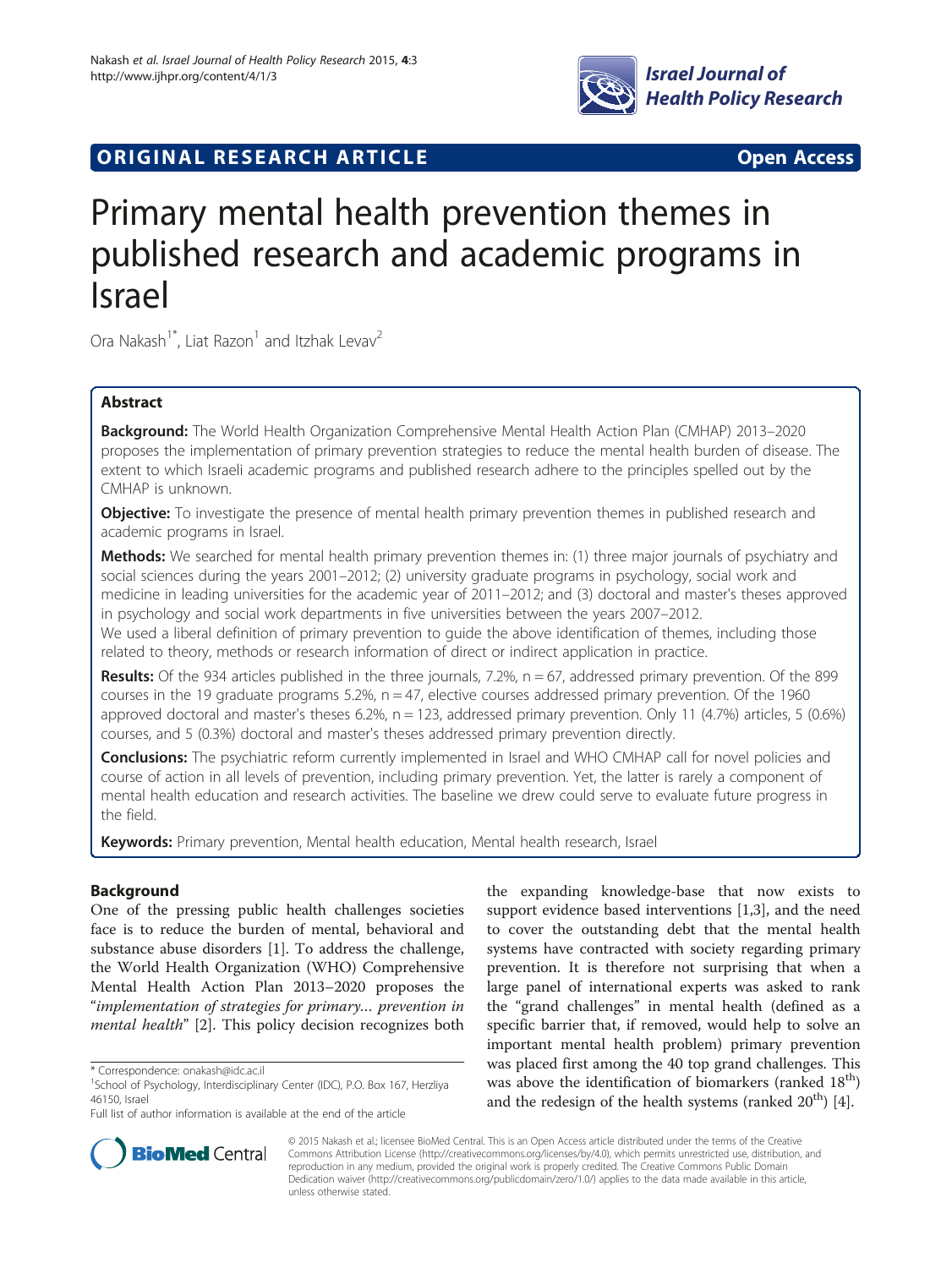ORIGINAL RESEARCH ARTICLE

Open Access

# Primary mental health prevention themes in published research and academic programs in Israel

Ora Nakash[1*], Liat Razon[1] and Itzhak Levav[2]

## Abstract

**Background:** The World Health Organization Comprehensive Mental Health Action Plan (CMHAP) 2013–2020 proposes the implementation of primary prevention strategies to reduce the mental health burden of disease. The extent to which Israeli academic programs and published research adhere to the principles spelled out by the CMHAP is unknown.

**Objective:** To investigate the presence of mental health primary prevention themes in published research and academic programs in Israel.

**Methods:** We searched for mental health primary prevention themes in: (1) three major journals of psychiatry and social sciences during the years 2001–2012; (2) university graduate programs in psychology, social work and medicine in leading universities for the academic year of 2011–2012; and (3) doctoral and master's theses approved in psychology and social work departments in five universities between the years 2007–2012.

We used a liberal definition of primary prevention to guide the above identification of themes, including those related to theory, methods or research information of direct or indirect application in practice.

**Results:** Of the 934 articles published in the three journals, 7.2%, n = 67, addressed primary prevention. Of the 899 courses in the 19 graduate programs 5.2%, n = 47, elective courses addressed primary prevention. Of the 1960 approved doctoral and master's theses 6.2%, n = 123, addressed primary prevention. Only 11 (4.7%) articles, 5 (0.6%) courses, and 5 (0.3%) doctoral and master's theses addressed primary prevention directly.

**Conclusions:** The psychiatric reform currently implemented in Israel and WHO CMHAP call for novel policies and course of action in all levels of prevention, including primary prevention. Yet, the latter is rarely a component of mental health education and research activities. The baseline we drew could serve to evaluate future progress in the field.

**Keywords:** Primary prevention, Mental health education, Mental health research, Israel

## Background

One of the pressing public health challenges societies face is to reduce the burden of mental, behavioral and substance abuse disorders [1]. To address the challenge, the World Health Organization (WHO) Comprehensive Mental Health Action Plan 2013–2020 proposes the "*implementation of strategies for primary… prevention in mental health*" [2]. This policy decision recognizes both the expanding knowledge-base that now exists to support evidence based interventions [1,3], and the need to cover the outstanding debt that the mental health systems have contracted with society regarding primary prevention. It is therefore not surprising that when a large panel of international experts was asked to rank the "grand challenges" in mental health (defined as a specific barrier that, if removed, would help to solve an important mental health problem) primary prevention was placed first among the 40 top grand challenges. This was above the identification of biomarkers (ranked 18th) and the redesign of the health systems (ranked 20th) [4].

\* Correspondence: onakash@idc.ac.il
[1]School of Psychology, Interdisciplinary Center (IDC), P.O. Box 167, Herzliya 46150, Israel
Full list of author information is available at the end of the article

© 2015 Nakash et al.; licensee BioMed Central. This is an Open Access article distributed under the terms of the Creative Commons Attribution License (http://creativecommons.org/licenses/by/4.0), which permits unrestricted use, distribution, and reproduction in any medium, provided the original work is properly credited. The Creative Commons Public Domain Dedication waiver (http://creativecommons.org/publicdomain/zero/1.0/) applies to the data made available in this article, unless otherwise stated.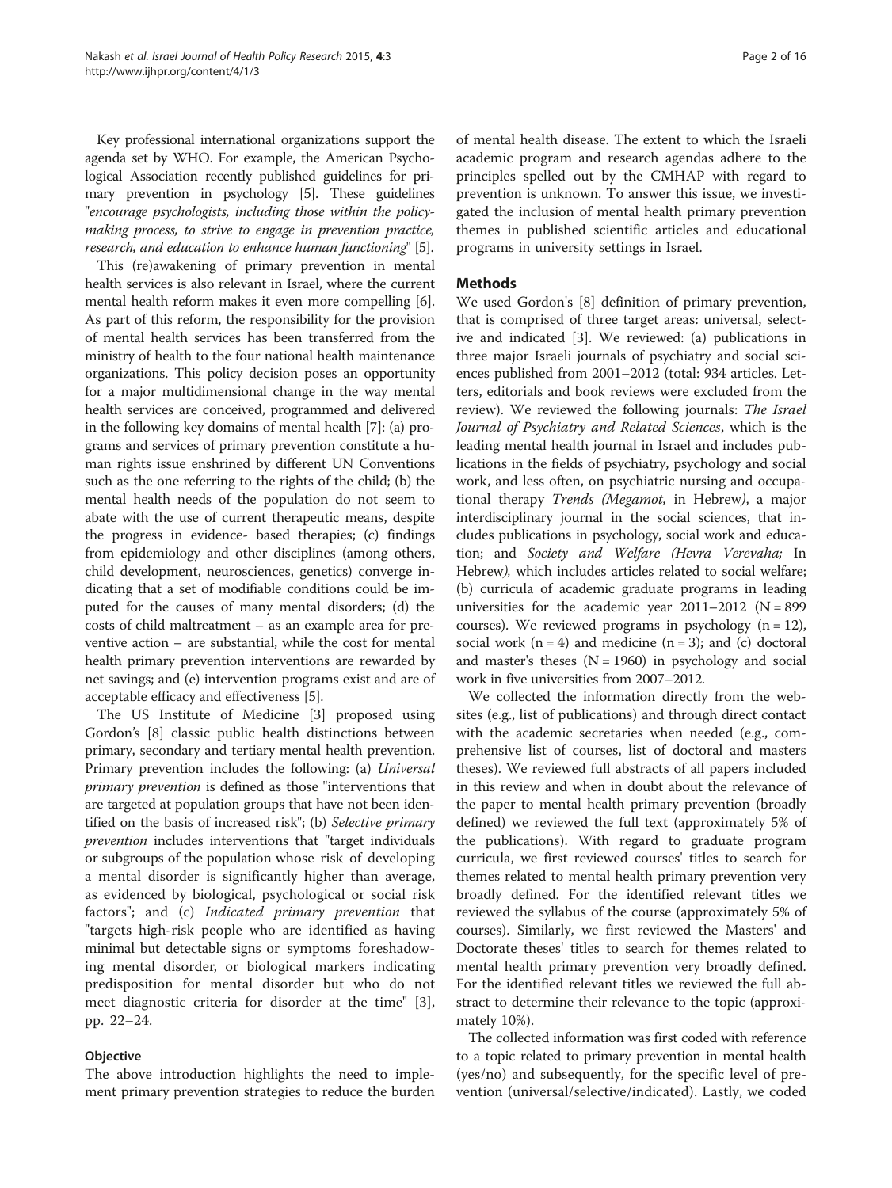Key professional international organizations support the agenda set by WHO. For example, the American Psychological Association recently published guidelines for primary prevention in psychology [5]. These guidelines "*encourage psychologists, including those within the policy-making process, to strive to engage in prevention practice, research, and education to enhance human functioning*" [5].

This (re)awakening of primary prevention in mental health services is also relevant in Israel, where the current mental health reform makes it even more compelling [6]. As part of this reform, the responsibility for the provision of mental health services has been transferred from the ministry of health to the four national health maintenance organizations. This policy decision poses an opportunity for a major multidimensional change in the way mental health services are conceived, programmed and delivered in the following key domains of mental health [7]: (a) programs and services of primary prevention constitute a human rights issue enshrined by different UN Conventions such as the one referring to the rights of the child; (b) the mental health needs of the population do not seem to abate with the use of current therapeutic means, despite the progress in evidence- based therapies; (c) findings from epidemiology and other disciplines (among others, child development, neurosciences, genetics) converge indicating that a set of modifiable conditions could be imputed for the causes of many mental disorders; (d) the costs of child maltreatment – as an example area for preventive action – are substantial, while the cost for mental health primary prevention interventions are rewarded by net savings; and (e) intervention programs exist and are of acceptable efficacy and effectiveness [5].

The US Institute of Medicine [3] proposed using Gordon's [8] classic public health distinctions between primary, secondary and tertiary mental health prevention. Primary prevention includes the following: (a) *Universal primary prevention* is defined as those "interventions that are targeted at population groups that have not been identified on the basis of increased risk"; (b) *Selective primary prevention* includes interventions that "target individuals or subgroups of the population whose risk of developing a mental disorder is significantly higher than average, as evidenced by biological, psychological or social risk factors"; and (c) *Indicated primary prevention* that "targets high-risk people who are identified as having minimal but detectable signs or symptoms foreshadowing mental disorder, or biological markers indicating predisposition for mental disorder but who do not meet diagnostic criteria for disorder at the time" [3], pp. 22–24.

### Objective

The above introduction highlights the need to implement primary prevention strategies to reduce the burden of mental health disease. The extent to which the Israeli academic program and research agendas adhere to the principles spelled out by the CMHAP with regard to prevention is unknown. To answer this issue, we investigated the inclusion of mental health primary prevention themes in published scientific articles and educational programs in university settings in Israel.

## Methods

We used Gordon's [8] definition of primary prevention, that is comprised of three target areas: universal, selective and indicated [3]. We reviewed: (a) publications in three major Israeli journals of psychiatry and social sciences published from 2001–2012 (total: 934 articles. Letters, editorials and book reviews were excluded from the review). We reviewed the following journals: *The Israel Journal of Psychiatry and Related Sciences*, which is the leading mental health journal in Israel and includes publications in the fields of psychiatry, psychology and social work, and less often, on psychiatric nursing and occupational therapy *Trends (Megamot,* in Hebrew*)*, a major interdisciplinary journal in the social sciences, that includes publications in psychology, social work and education; and *Society and Welfare (Hevra Verevaha;* In Hebrew*)*, which includes articles related to social welfare; (b) curricula of academic graduate programs in leading universities for the academic year 2011–2012 (N = 899 courses). We reviewed programs in psychology (n = 12), social work (n = 4) and medicine (n = 3); and (c) doctoral and master's theses (N = 1960) in psychology and social work in five universities from 2007–2012.

We collected the information directly from the websites (e.g., list of publications) and through direct contact with the academic secretaries when needed (e.g., comprehensive list of courses, list of doctoral and masters theses). We reviewed full abstracts of all papers included in this review and when in doubt about the relevance of the paper to mental health primary prevention (broadly defined) we reviewed the full text (approximately 5% of the publications). With regard to graduate program curricula, we first reviewed courses' titles to search for themes related to mental health primary prevention very broadly defined. For the identified relevant titles we reviewed the syllabus of the course (approximately 5% of courses). Similarly, we first reviewed the Masters' and Doctorate theses' titles to search for themes related to mental health primary prevention very broadly defined. For the identified relevant titles we reviewed the full abstract to determine their relevance to the topic (approximately 10%).

The collected information was first coded with reference to a topic related to primary prevention in mental health (yes/no) and subsequently, for the specific level of prevention (universal/selective/indicated). Lastly, we coded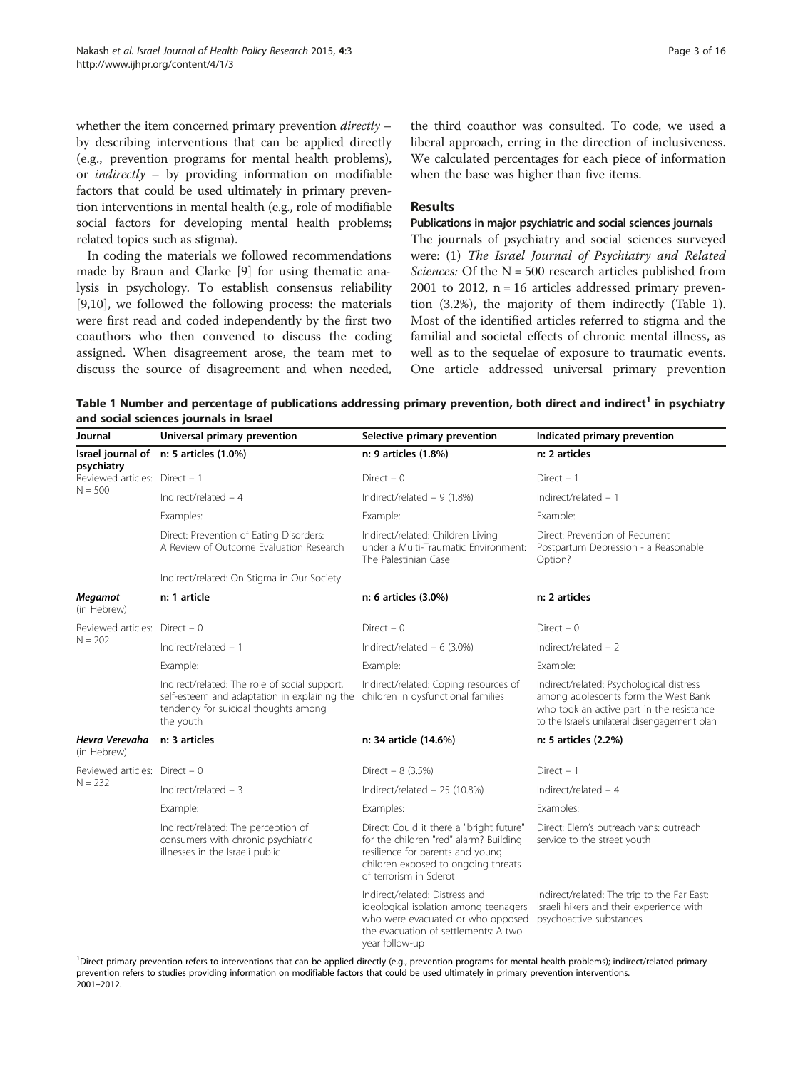whether the item concerned primary prevention *directly* – by describing interventions that can be applied directly (e.g., prevention programs for mental health problems), or *indirectly* – by providing information on modifiable factors that could be used ultimately in primary prevention interventions in mental health (e.g., role of modifiable social factors for developing mental health problems; related topics such as stigma).

In coding the materials we followed recommendations made by Braun and Clarke [9] for using thematic analysis in psychology. To establish consensus reliability [9,10], we followed the following process: the materials were first read and coded independently by the first two coauthors who then convened to discuss the coding assigned. When disagreement arose, the team met to discuss the source of disagreement and when needed, the third coauthor was consulted. To code, we used a liberal approach, erring in the direction of inclusiveness. We calculated percentages for each piece of information when the base was higher than five items.

## Results

### Publications in major psychiatric and social sciences journals

The journals of psychiatry and social sciences surveyed were: (1) *The Israel Journal of Psychiatry and Related Sciences:* Of the N = 500 research articles published from 2001 to 2012, n = 16 articles addressed primary prevention (3.2%), the majority of them indirectly (Table 1). Most of the identified articles referred to stigma and the familial and societal effects of chronic mental illness, as well as to the sequelae of exposure to traumatic events. One article addressed universal primary prevention

**Table 1 Number and percentage of publications addressing primary prevention, both direct and indirect[1] in psychiatry and social sciences journals in Israel**

| Journal | Universal primary prevention | Selective primary prevention | Indicated primary prevention |
|---|---|---|---|
| **Israel journal of psychiatry** | **n: 5 articles (1.0%)** | **n: 9 articles (1.8%)** | **n: 2 articles** |
| Reviewed articles: N = 500 | Direct – 1 | Direct – 0 | Direct – 1 |
| | Indirect/related – 4 | Indirect/related – 9 (1.8%) | Indirect/related – 1 |
| | Examples: | Example: | Example: |
| | Direct: Prevention of Eating Disorders: A Review of Outcome Evaluation Research | Indirect/related: Children Living under a Multi-Traumatic Environment: The Palestinian Case | Direct: Prevention of Recurrent Postpartum Depression - a Reasonable Option? |
| | Indirect/related: On Stigma in Our Society | | |
| ***Megamot*** (in Hebrew) | **n: 1 article** | **n: 6 articles (3.0%)** | **n: 2 articles** |
| Reviewed articles: N = 202 | Direct – 0 | Direct – 0 | Direct – 0 |
| | Indirect/related – 1 | Indirect/related – 6 (3.0%) | Indirect/related – 2 |
| | Example: | Example: | Example: |
| | Indirect/related: The role of social support, self-esteem and adaptation in explaining the tendency for suicidal thoughts among the youth | Indirect/related: Coping resources of children in dysfunctional families | Indirect/related: Psychological distress among adolescents form the West Bank who took an active part in the resistance to the Israel's unilateral disengagement plan |
| ***Hevra Verevaha*** (in Hebrew) | **n: 3 articles** | **n: 34 article (14.6%)** | **n: 5 articles (2.2%)** |
| Reviewed articles: N = 232 | Direct – 0 | Direct – 8 (3.5%) | Direct – 1 |
| | Indirect/related – 3 | Indirect/related – 25 (10.8%) | Indirect/related – 4 |
| | Example: | Examples: | Examples: |
| | Indirect/related: The perception of consumers with chronic psychiatric illnesses in the Israeli public | Direct: Could it there a "bright future" for the children "red" alarm? Building resilience for parents and young children exposed to ongoing threats of terrorism in Sderot | Direct: Elem's outreach vans: outreach service to the street youth |
| | | Indirect/related: Distress and ideological isolation among teenagers who were evacuated or who opposed the evacuation of settlements: A two year follow-up | Indirect/related: The trip to the Far East: Israeli hikers and their experience with psychoactive substances |

[1]Direct primary prevention refers to interventions that can be applied directly (e.g., prevention programs for mental health problems); indirect/related primary prevention refers to studies providing information on modifiable factors that could be used ultimately in primary prevention interventions.
2001–2012.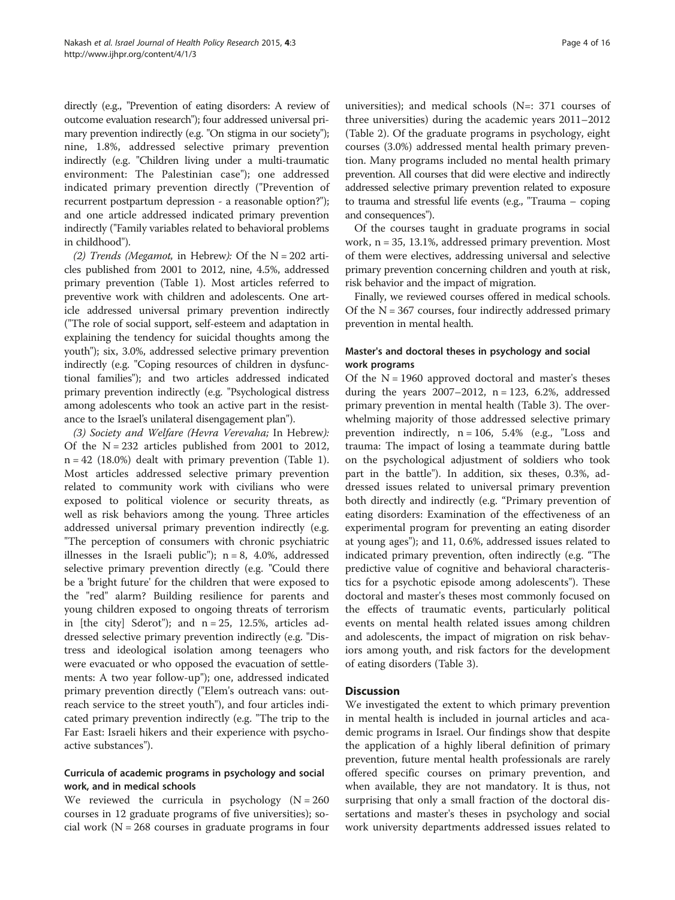directly (e.g., "Prevention of eating disorders: A review of outcome evaluation research"); four addressed universal primary prevention indirectly (e.g. "On stigma in our society"); nine, 1.8%, addressed selective primary prevention indirectly (e.g. "Children living under a multi-traumatic environment: The Palestinian case"); one addressed indicated primary prevention directly ("Prevention of recurrent postpartum depression - a reasonable option?"); and one article addressed indicated primary prevention indirectly ("Family variables related to behavioral problems in childhood").

*(2) Trends (Megamot,* in Hebrew*):* Of the N = 202 articles published from 2001 to 2012, nine, 4.5%, addressed primary prevention (Table 1). Most articles referred to preventive work with children and adolescents. One article addressed universal primary prevention indirectly ("The role of social support, self-esteem and adaptation in explaining the tendency for suicidal thoughts among the youth"); six, 3.0%, addressed selective primary prevention indirectly (e.g. "Coping resources of children in dysfunctional families"); and two articles addressed indicated primary prevention indirectly (e.g. "Psychological distress among adolescents who took an active part in the resistance to the Israel's unilateral disengagement plan").

*(3) Society and Welfare (Hevra Verevaha;* In Hebrew*):* Of the N = 232 articles published from 2001 to 2012, n = 42 (18.0%) dealt with primary prevention (Table 1). Most articles addressed selective primary prevention related to community work with civilians who were exposed to political violence or security threats, as well as risk behaviors among the young. Three articles addressed universal primary prevention indirectly (e.g. "The perception of consumers with chronic psychiatric illnesses in the Israeli public"); n = 8, 4.0%, addressed selective primary prevention directly (e.g. "Could there be a 'bright future' for the children that were exposed to the "red" alarm? Building resilience for parents and young children exposed to ongoing threats of terrorism in [the city] Sderot"); and n = 25, 12.5%, articles addressed selective primary prevention indirectly (e.g. "Distress and ideological isolation among teenagers who were evacuated or who opposed the evacuation of settlements: A two year follow-up"); one, addressed indicated primary prevention directly ("Elem's outreach vans: outreach service to the street youth"), and four articles indicated primary prevention indirectly (e.g. "The trip to the Far East: Israeli hikers and their experience with psychoactive substances").

### Curricula of academic programs in psychology and social work, and in medical schools

We reviewed the curricula in psychology (N = 260 courses in 12 graduate programs of five universities); social work (N = 268 courses in graduate programs in four universities); and medical schools (N=: 371 courses of three universities) during the academic years 2011–2012 (Table 2). Of the graduate programs in psychology, eight courses (3.0%) addressed mental health primary prevention. Many programs included no mental health primary prevention. All courses that did were elective and indirectly addressed selective primary prevention related to exposure to trauma and stressful life events (e.g., "Trauma – coping and consequences").

Of the courses taught in graduate programs in social work, n = 35, 13.1%, addressed primary prevention. Most of them were electives, addressing universal and selective primary prevention concerning children and youth at risk, risk behavior and the impact of migration.

Finally, we reviewed courses offered in medical schools. Of the N = 367 courses, four indirectly addressed primary prevention in mental health.

### Master's and doctoral theses in psychology and social work programs

Of the N = 1960 approved doctoral and master's theses during the years 2007–2012, n = 123, 6.2%, addressed primary prevention in mental health (Table 3). The overwhelming majority of those addressed selective primary prevention indirectly, n = 106, 5.4% (e.g., "Loss and trauma: The impact of losing a teammate during battle on the psychological adjustment of soldiers who took part in the battle"). In addition, six theses, 0.3%, addressed issues related to universal primary prevention both directly and indirectly (e.g. "Primary prevention of eating disorders: Examination of the effectiveness of an experimental program for preventing an eating disorder at young ages"); and 11, 0.6%, addressed issues related to indicated primary prevention, often indirectly (e.g. "The predictive value of cognitive and behavioral characteristics for a psychotic episode among adolescents"). These doctoral and master's theses most commonly focused on the effects of traumatic events, particularly political events on mental health related issues among children and adolescents, the impact of migration on risk behaviors among youth, and risk factors for the development of eating disorders (Table 3).

## Discussion

We investigated the extent to which primary prevention in mental health is included in journal articles and academic programs in Israel. Our findings show that despite the application of a highly liberal definition of primary prevention, future mental health professionals are rarely offered specific courses on primary prevention, and when available, they are not mandatory. It is thus, not surprising that only a small fraction of the doctoral dissertations and master's theses in psychology and social work university departments addressed issues related to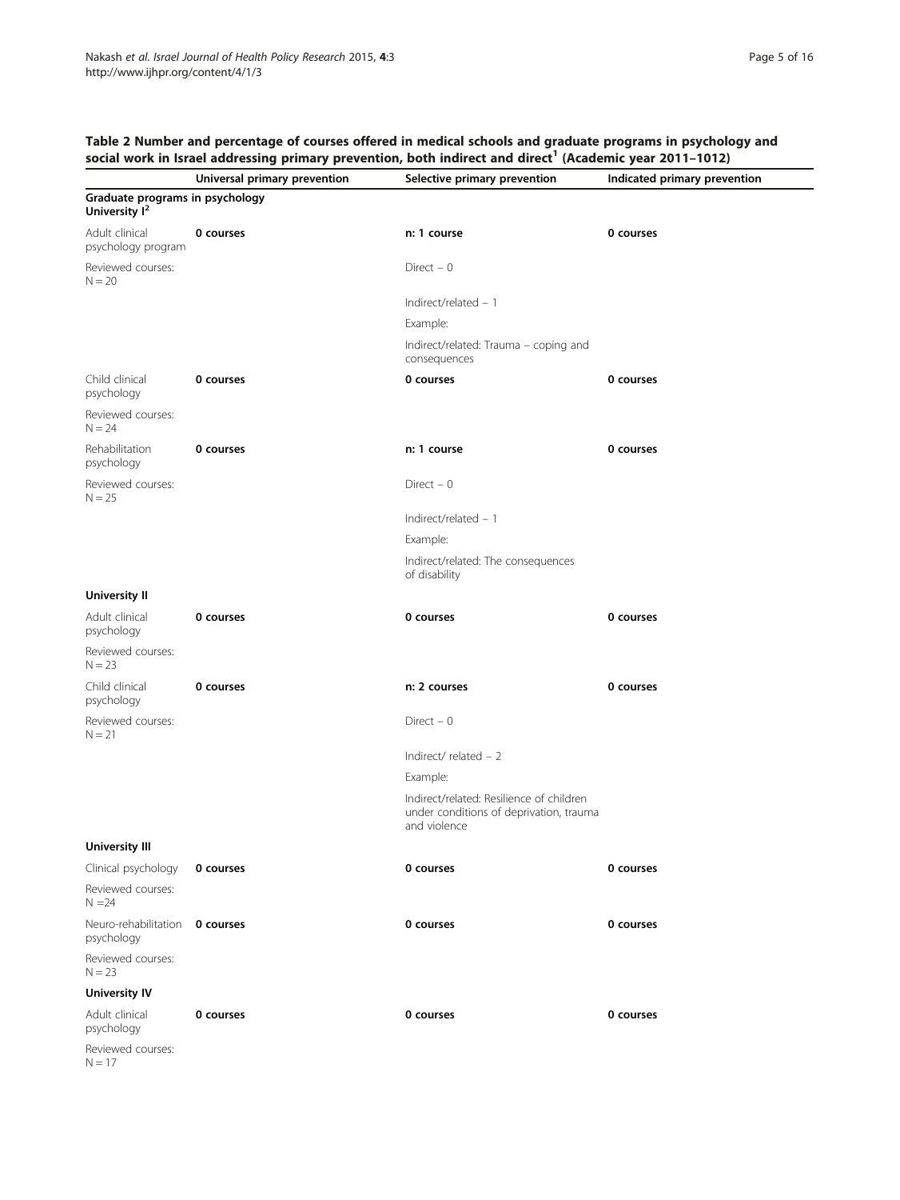**Table 2 Number and percentage of courses offered in medical schools and graduate programs in psychology and social work in Israel addressing primary prevention, both indirect and direct[1] (Academic year 2011–1012)**

| | Universal primary prevention | Selective primary prevention | Indicated primary prevention |
|---|---|---|---|
| **Graduate programs in psychology University I[2]** | | | |
| Adult clinical psychology program | **0 courses** | **n: 1 course** | **0 courses** |
| Reviewed courses: N = 20 | | Direct – 0 | |
| | | Indirect/related – 1 | |
| | | Example: | |
| | | Indirect/related: Trauma – coping and consequences | |
| Child clinical psychology | **0 courses** | **0 courses** | **0 courses** |
| Reviewed courses: N = 24 | | | |
| Rehabilitation psychology | **0 courses** | **n: 1 course** | **0 courses** |
| Reviewed courses: N = 25 | | Direct – 0 | |
| | | Indirect/related – 1 | |
| | | Example: | |
| | | Indirect/related: The consequences of disability | |
| **University II** | | | |
| Adult clinical psychology | **0 courses** | **0 courses** | **0 courses** |
| Reviewed courses: N = 23 | | | |
| Child clinical psychology | **0 courses** | **n: 2 courses** | **0 courses** |
| Reviewed courses: N = 21 | | Direct – 0 | |
| | | Indirect/ related – 2 | |
| | | Example: | |
| | | Indirect/related: Resilience of children under conditions of deprivation, trauma and violence | |
| **University III** | | | |
| Clinical psychology | **0 courses** | **0 courses** | **0 courses** |
| Reviewed courses: N =24 | | | |
| Neuro-rehabilitation psychology | **0 courses** | **0 courses** | **0 courses** |
| Reviewed courses: N = 23 | | | |
| **University IV** | | | |
| Adult clinical psychology | **0 courses** | **0 courses** | **0 courses** |
| Reviewed courses: N = 17 | | | |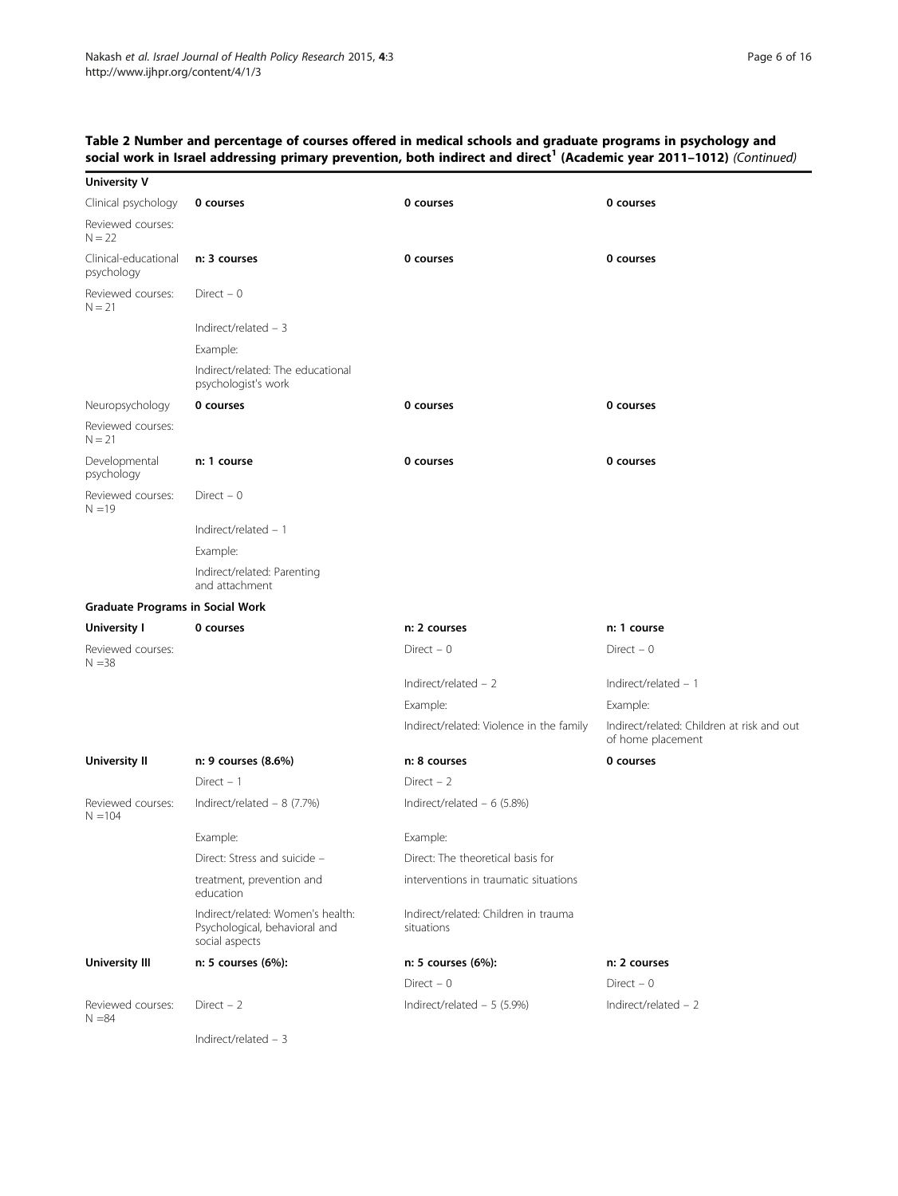**Table 2 Number and percentage of courses offered in medical schools and graduate programs in psychology and social work in Israel addressing primary prevention, both indirect and direct[1] (Academic year 2011–1012)** *(Continued)*

| | | | |
|---|---|---|---|
| **University V** | | | |
| Clinical psychology | **0 courses** | **0 courses** | **0 courses** |
| Reviewed courses: N = 22 | | | |
| Clinical-educational psychology | **n: 3 courses** | **0 courses** | **0 courses** |
| Reviewed courses: N = 21 | Direct – 0 | | |
| | Indirect/related – 3 | | |
| | Example: | | |
| | Indirect/related: The educational psychologist's work | | |
| Neuropsychology | **0 courses** | **0 courses** | **0 courses** |
| Reviewed courses: N = 21 | | | |
| Developmental psychology | **n: 1 course** | **0 courses** | **0 courses** |
| Reviewed courses: N =19 | Direct – 0 | | |
| | Indirect/related – 1 | | |
| | Example: | | |
| | Indirect/related: Parenting and attachment | | |
| **Graduate Programs in Social Work** | | | |
| **University I** | **0 courses** | **n: 2 courses** | **n: 1 course** |
| Reviewed courses: N =38 | | Direct – 0 | Direct – 0 |
| | | Indirect/related – 2 | Indirect/related – 1 |
| | | Example: | Example: |
| | | Indirect/related: Violence in the family | Indirect/related: Children at risk and out of home placement |
| **University II** | **n: 9 courses (8.6%)** | **n: 8 courses** | **0 courses** |
| | Direct – 1 | Direct – 2 | |
| Reviewed courses: N =104 | Indirect/related – 8 (7.7%) | Indirect/related – 6 (5.8%) | |
| | Example: | Example: | |
| | Direct: Stress and suicide – | Direct: The theoretical basis for | |
| | treatment, prevention and education | interventions in traumatic situations | |
| | Indirect/related: Women's health: Psychological, behavioral and social aspects | Indirect/related: Children in trauma situations | |
| **University III** | **n: 5 courses (6%):** | **n: 5 courses (6%):** | **n: 2 courses** |
| | | Direct – 0 | Direct – 0 |
| Reviewed courses: N =84 | Direct – 2 | Indirect/related – 5 (5.9%) | Indirect/related – 2 |
| | Indirect/related – 3 | | |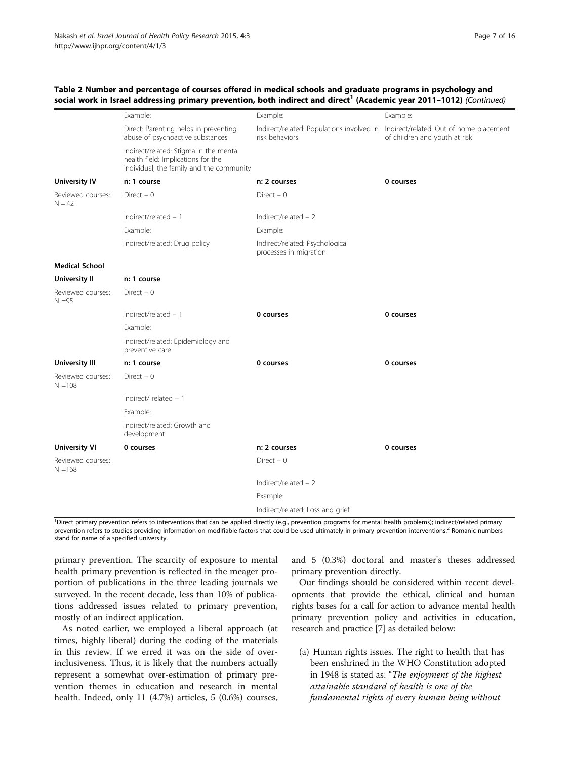**Table 2 Number and percentage of courses offered in medical schools and graduate programs in psychology and social work in Israel addressing primary prevention, both indirect and direct[1] (Academic year 2011–1012)** *(Continued)*

| | | | |
|---|---|---|---|
| | Example: | Example: | Example: |
| | Direct: Parenting helps in preventing abuse of psychoactive substances | Indirect/related: Populations involved in risk behaviors | Indirect/related: Out of home placement of children and youth at risk |
| | Indirect/related: Stigma in the mental health field: Implications for the individual, the family and the community | | |
| **University IV** | **n: 1 course** | **n: 2 courses** | **0 courses** |
| Reviewed courses: N = 42 | Direct – 0 | Direct – 0 | |
| | Indirect/related – 1 | Indirect/related – 2 | |
| | Example: | Example: | |
| | Indirect/related: Drug policy | Indirect/related: Psychological processes in migration | |
| **Medical School** | | | |
| **University II** | **n: 1 course** | | |
| Reviewed courses: N =95 | Direct – 0 | | |
| | Indirect/related – 1 | **0 courses** | **0 courses** |
| | Example: | | |
| | Indirect/related: Epidemiology and preventive care | | |
| **University III** | **n: 1 course** | **0 courses** | **0 courses** |
| Reviewed courses: N =108 | Direct – 0 | | |
| | Indirect/ related – 1 | | |
| | Example: | | |
| | Indirect/related: Growth and development | | |
| **University VI** | **0 courses** | **n: 2 courses** | **0 courses** |
| Reviewed courses: N =168 | | Direct – 0 | |
| | | Indirect/related – 2 | |
| | | Example: | |
| | | Indirect/related: Loss and grief | |

[1]Direct primary prevention refers to interventions that can be applied directly (e.g., prevention programs for mental health problems); indirect/related primary prevention refers to studies providing information on modifiable factors that could be used ultimately in primary prevention interventions.[2] Romanic numbers stand for name of a specified university.

primary prevention. The scarcity of exposure to mental health primary prevention is reflected in the meager proportion of publications in the three leading journals we surveyed. In the recent decade, less than 10% of publications addressed issues related to primary prevention, mostly of an indirect application.

As noted earlier, we employed a liberal approach (at times, highly liberal) during the coding of the materials in this review. If we erred it was on the side of over-inclusiveness. Thus, it is likely that the numbers actually represent a somewhat over-estimation of primary prevention themes in education and research in mental health. Indeed, only 11 (4.7%) articles, 5 (0.6%) courses, and 5 (0.3%) doctoral and master's theses addressed primary prevention directly.

Our findings should be considered within recent developments that provide the ethical, clinical and human rights bases for a call for action to advance mental health primary prevention policy and activities in education, research and practice [7] as detailed below:

(a) Human rights issues. The right to health that has been enshrined in the WHO Constitution adopted in 1948 is stated as: "*The enjoyment of the highest attainable standard of health is one of the fundamental rights of every human being without*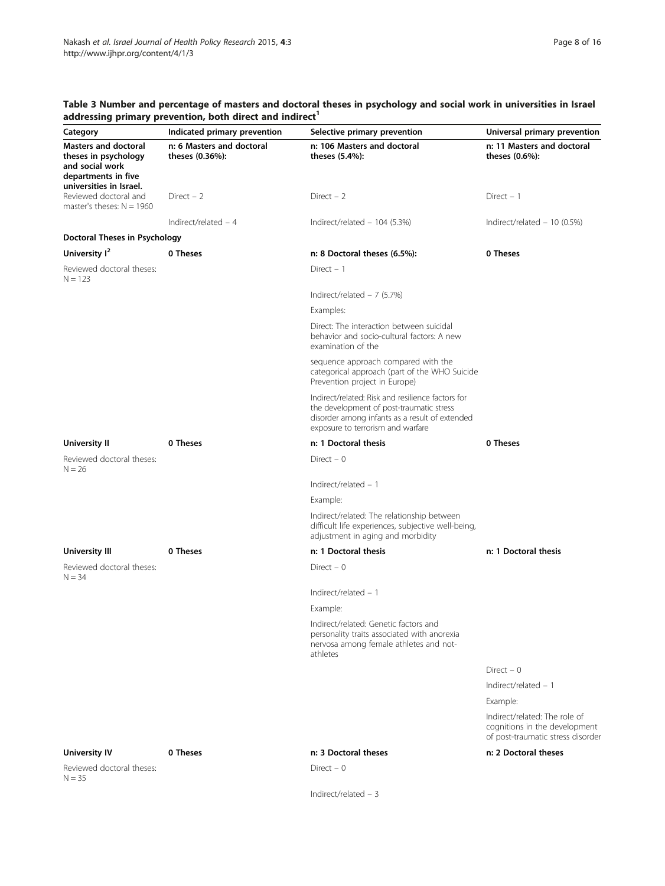**Table 3 Number and percentage of masters and doctoral theses in psychology and social work in universities in Israel addressing primary prevention, both direct and indirect[1]**

| Category | Indicated primary prevention | Selective primary prevention | Universal primary prevention |
|---|---|---|---|
| **Masters and doctoral theses in psychology and social work departments in five universities in Israel.** | **n: 6 Masters and doctoral theses (0.36%):** | **n: 106 Masters and doctoral theses (5.4%):** | **n: 11 Masters and doctoral theses (0.6%):** |
| Reviewed doctoral and master's theses: N = 1960 | Direct – 2 | Direct – 2 | Direct – 1 |
| | Indirect/related – 4 | Indirect/related – 104 (5.3%) | Indirect/related – 10 (0.5%) |
| **Doctoral Theses in Psychology** | | | |
| **University I[2]** | **0 Theses** | **n: 8 Doctoral theses (6.5%):** | **0 Theses** |
| Reviewed doctoral theses: N = 123 | | Direct – 1 | |
| | | Indirect/related – 7 (5.7%) | |
| | | Examples: | |
| | | Direct: The interaction between suicidal behavior and socio-cultural factors: A new examination of the | |
| | | sequence approach compared with the categorical approach (part of the WHO Suicide Prevention project in Europe) | |
| | | Indirect/related: Risk and resilience factors for the development of post-traumatic stress disorder among infants as a result of extended exposure to terrorism and warfare | |
| **University II** | **0 Theses** | **n: 1 Doctoral thesis** | **0 Theses** |
| Reviewed doctoral theses: N = 26 | | Direct – 0 | |
| | | Indirect/related – 1 | |
| | | Example: | |
| | | Indirect/related: The relationship between difficult life experiences, subjective well-being, adjustment in aging and morbidity | |
| **University III** | **0 Theses** | **n: 1 Doctoral thesis** | **n: 1 Doctoral thesis** |
| Reviewed doctoral theses: N = 34 | | Direct – 0 | |
| | | Indirect/related – 1 | |
| | | Example: | |
| | | Indirect/related: Genetic factors and personality traits associated with anorexia nervosa among female athletes and not-athletes | |
| | | | Direct – 0 |
| | | | Indirect/related – 1 |
| | | | Example: |
| | | | Indirect/related: The role of cognitions in the development of post-traumatic stress disorder |
| **University IV** | **0 Theses** | **n: 3 Doctoral theses** | **n: 2 Doctoral theses** |
| Reviewed doctoral theses: N = 35 | | Direct – 0 | |
| | | Indirect/related – 3 | |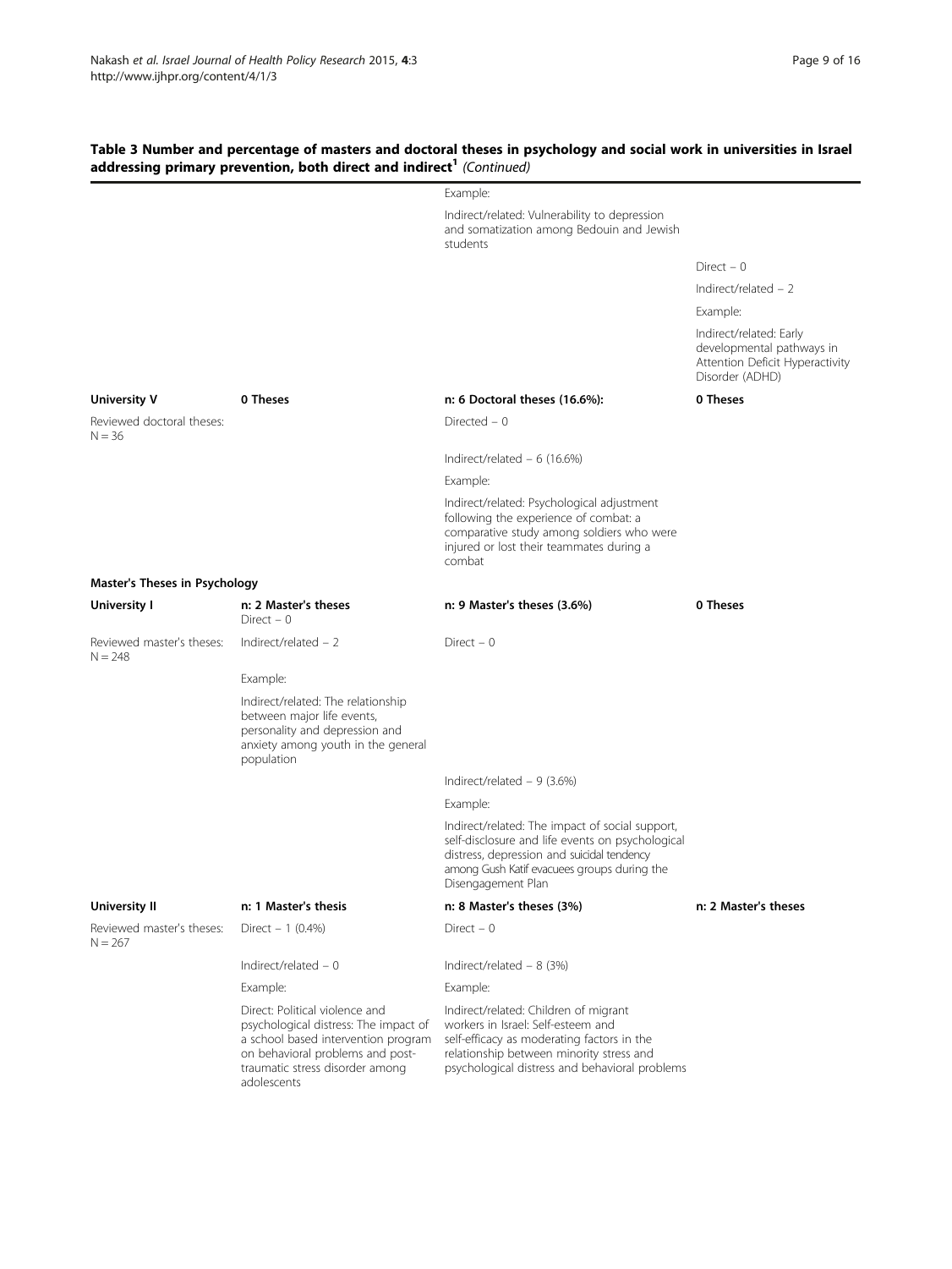**Table 3 Number and percentage of masters and doctoral theses in psychology and social work in universities in Israel addressing primary prevention, both direct and indirect[1]** *(Continued)*

| | | | |
|---|---|---|---|
| | | Example: | |
| | | Indirect/related: Vulnerability to depression and somatization among Bedouin and Jewish students | |
| | | | Direct – 0 |
| | | | Indirect/related – 2 |
| | | | Example: |
| | | | Indirect/related: Early developmental pathways in Attention Deficit Hyperactivity Disorder (ADHD) |
| **University V** | **0 Theses** | **n: 6 Doctoral theses (16.6%):** | **0 Theses** |
| Reviewed doctoral theses: N = 36 | | Directed – 0 | |
| | | Indirect/related – 6 (16.6%) | |
| | | Example: | |
| | | Indirect/related: Psychological adjustment following the experience of combat: a comparative study among soldiers who were injured or lost their teammates during a combat | |
| **Master's Theses in Psychology** | | | |
| **University I** | **n: 2 Master's theses** Direct – 0 | **n: 9 Master's theses (3.6%)** | **0 Theses** |
| Reviewed master's theses: N = 248 | Indirect/related – 2 | Direct – 0 | |
| | Example: | | |
| | Indirect/related: The relationship between major life events, personality and depression and anxiety among youth in the general population | | |
| | | Indirect/related – 9 (3.6%) | |
| | | Example: | |
| | | Indirect/related: The impact of social support, self-disclosure and life events on psychological distress, depression and suicidal tendency among Gush Katif evacuees groups during the Disengagement Plan | |
| **University II** | **n: 1 Master's thesis** | **n: 8 Master's theses (3%)** | **n: 2 Master's theses** |
| Reviewed master's theses: N = 267 | Direct – 1 (0.4%) | Direct – 0 | |
| | Indirect/related – 0 | Indirect/related – 8 (3%) | |
| | Example: | Example: | |
| | Direct: Political violence and psychological distress: The impact of a school based intervention program on behavioral problems and post-traumatic stress disorder among adolescents | Indirect/related: Children of migrant workers in Israel: Self-esteem and self-efficacy as moderating factors in the relationship between minority stress and psychological distress and behavioral problems | |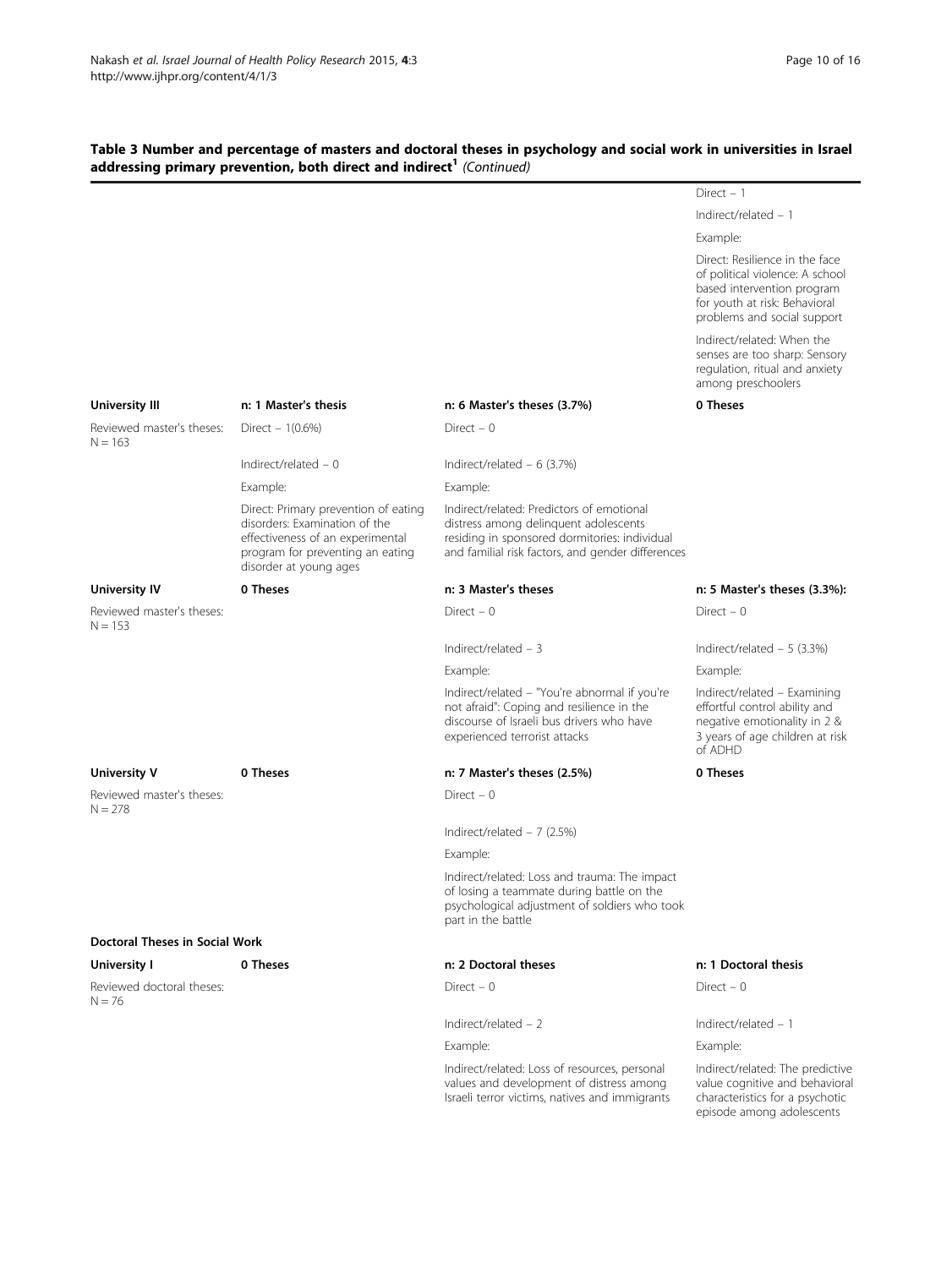**Table 3 Number and percentage of masters and doctoral theses in psychology and social work in universities in Israel addressing primary prevention, both direct and indirect[1]** *(Continued)*

| | | | |
|---|---|---|---|
| | | | Direct – 1<br>Indirect/related – 1<br>Example:<br>Direct: Resilience in the face of political violence: A school based intervention program for youth at risk: Behavioral problems and social support<br>Indirect/related: When the senses are too sharp: Sensory regulation, ritual and anxiety among preschoolers |
| **University III** | **n: 1 Master's thesis** | **n: 6 Master's theses (3.7%)** | **0 Theses** |
| Reviewed master's theses: N = 163 | Direct – 1(0.6%)<br>Indirect/related – 0<br>Example:<br>Direct: Primary prevention of eating disorders: Examination of the effectiveness of an experimental program for preventing an eating disorder at young ages | Direct – 0<br>Indirect/related – 6 (3.7%)<br>Example:<br>Indirect/related: Predictors of emotional distress among delinquent adolescents residing in sponsored dormitories: individual and familial risk factors, and gender differences | |
| **University IV** | **0 Theses** | **n: 3 Master's theses** | **n: 5 Master's theses (3.3%):** |
| Reviewed master's theses: N = 153 | | Direct – 0<br>Indirect/related – 3<br>Example:<br>Indirect/related – "You're abnormal if you're not afraid": Coping and resilience in the discourse of Israeli bus drivers who have experienced terrorist attacks | Direct – 0<br>Indirect/related – 5 (3.3%)<br>Example:<br>Indirect/related – Examining effortful control ability and negative emotionality in 2 & 3 years of age children at risk of ADHD |
| **University V** | **0 Theses** | **n: 7 Master's theses (2.5%)** | **0 Theses** |
| Reviewed master's theses: N = 278 | | Direct – 0<br>Indirect/related – 7 (2.5%)<br>Example:<br>Indirect/related: Loss and trauma: The impact of losing a teammate during battle on the psychological adjustment of soldiers who took part in the battle | |
| **Doctoral Theses in Social Work** | | | |
| **University I** | **0 Theses** | **n: 2 Doctoral theses** | **n: 1 Doctoral thesis** |
| Reviewed doctoral theses: N = 76 | | Direct – 0<br>Indirect/related – 2<br>Example:<br>Indirect/related: Loss of resources, personal values and development of distress among Israeli terror victims, natives and immigrants | Direct – 0<br>Indirect/related – 1<br>Example:<br>Indirect/related: The predictive value cognitive and behavioral characteristics for a psychotic episode among adolescents |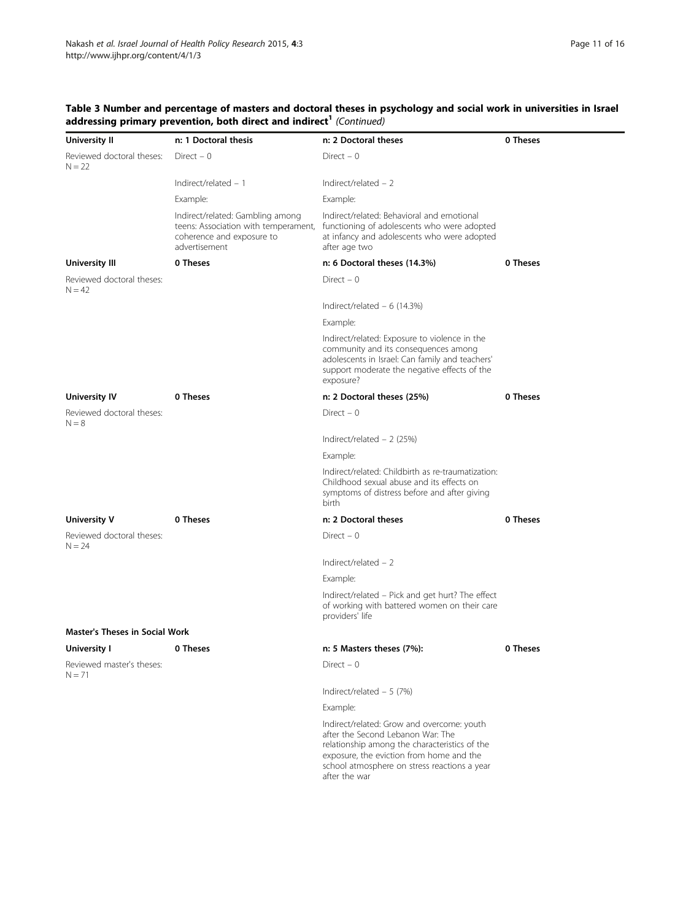**Table 3 Number and percentage of masters and doctoral theses in psychology and social work in universities in Israel addressing primary prevention, both direct and indirect[1]** *(Continued)*

| **University II** | **n: 1 Doctoral thesis** | **n: 2 Doctoral theses** | **0 Theses** |
|---|---|---|---|
| Reviewed doctoral theses: N = 22 | Direct – 0 | Direct – 0 | |
| | Indirect/related – 1 | Indirect/related – 2 | |
| | Example: | Example: | |
| | Indirect/related: Gambling among teens: Association with temperament, coherence and exposure to advertisement | Indirect/related: Behavioral and emotional functioning of adolescents who were adopted at infancy and adolescents who were adopted after age two | |
| **University III** | **0 Theses** | **n: 6 Doctoral theses (14.3%)** | **0 Theses** |
| Reviewed doctoral theses: N = 42 | | Direct – 0 | |
| | | Indirect/related – 6 (14.3%) | |
| | | Example: | |
| | | Indirect/related: Exposure to violence in the community and its consequences among adolescents in Israel: Can family and teachers' support moderate the negative effects of the exposure? | |
| **University IV** | **0 Theses** | **n: 2 Doctoral theses (25%)** | **0 Theses** |
| Reviewed doctoral theses: N = 8 | | Direct – 0 | |
| | | Indirect/related – 2 (25%) | |
| | | Example: | |
| | | Indirect/related: Childbirth as re-traumatization: Childhood sexual abuse and its effects on symptoms of distress before and after giving birth | |
| **University V** | **0 Theses** | **n: 2 Doctoral theses** | **0 Theses** |
| Reviewed doctoral theses: N = 24 | | Direct – 0 | |
| | | Indirect/related – 2 | |
| | | Example: | |
| | | Indirect/related – Pick and get hurt? The effect of working with battered women on their care providers' life | |
| **Master's Theses in Social Work** | | | |
| **University I** | **0 Theses** | **n: 5 Masters theses (7%):** | **0 Theses** |
| Reviewed master's theses: N = 71 | | Direct – 0 | |
| | | Indirect/related – 5 (7%) | |
| | | Example: | |
| | | Indirect/related: Grow and overcome: youth after the Second Lebanon War: The relationship among the characteristics of the exposure, the eviction from home and the school atmosphere on stress reactions a year after the war | |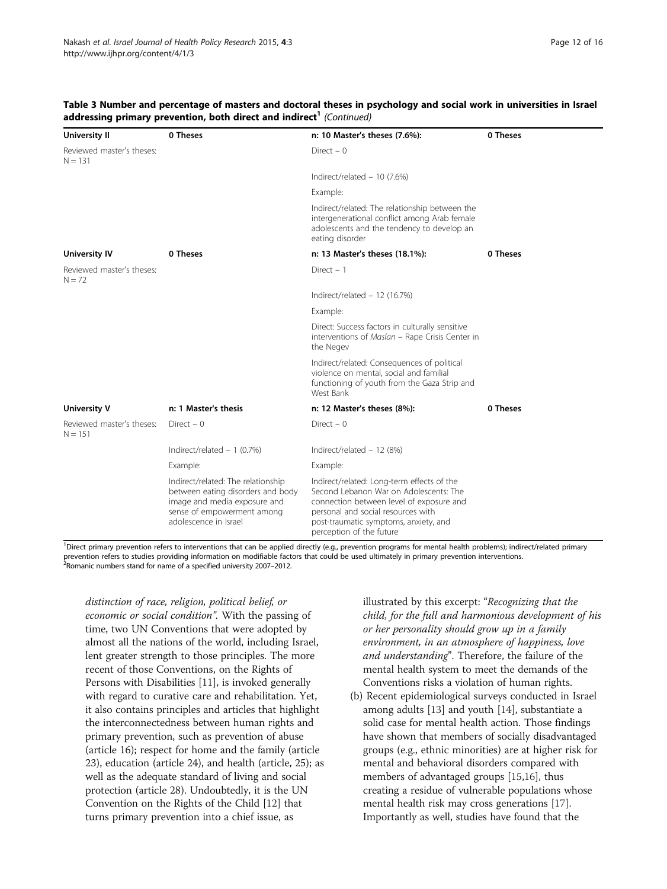**Table 3 Number and percentage of masters and doctoral theses in psychology and social work in universities in Israel addressing primary prevention, both direct and indirect[1] (Continued)**

| | | | |
|---|---|---|---|
| **University II** | **0 Theses** | **n: 10 Master's theses (7.6%):** | **0 Theses** |
| Reviewed master's theses: N = 131 | | Direct – 0 | |
| | | Indirect/related – 10 (7.6%) | |
| | | Example: | |
| | | Indirect/related: The relationship between the intergenerational conflict among Arab female adolescents and the tendency to develop an eating disorder | |
| **University IV** | **0 Theses** | **n: 13 Master's theses (18.1%):** | **0 Theses** |
| Reviewed master's theses: N = 72 | | Direct – 1 | |
| | | Indirect/related – 12 (16.7%) | |
| | | Example: | |
| | | Direct: Success factors in culturally sensitive interventions of *Maslan* – Rape Crisis Center in the Negev | |
| | | Indirect/related: Consequences of political violence on mental, social and familial functioning of youth from the Gaza Strip and West Bank | |
| **University V** | **n: 1 Master's thesis** | **n: 12 Master's theses (8%):** | **0 Theses** |
| Reviewed master's theses: N = 151 | Direct – 0 | Direct – 0 | |
| | Indirect/related – 1 (0.7%) | Indirect/related – 12 (8%) | |
| | Example: | Example: | |
| | Indirect/related: The relationship between eating disorders and body image and media exposure and sense of empowerment among adolescence in Israel | Indirect/related: Long-term effects of the Second Lebanon War on Adolescents: The connection between level of exposure and personal and social resources with post-traumatic symptoms, anxiety, and perception of the future | |

[1]Direct primary prevention refers to interventions that can be applied directly (e.g., prevention programs for mental health problems); indirect/related primary prevention refers to studies providing information on modifiable factors that could be used ultimately in primary prevention interventions.
[2]Romanic numbers stand for name of a specified university 2007–2012.

*distinction of race, religion, political belief, or economic or social condition".* With the passing of time, two UN Conventions that were adopted by almost all the nations of the world, including Israel, lent greater strength to those principles. The more recent of those Conventions, on the Rights of Persons with Disabilities [11], is invoked generally with regard to curative care and rehabilitation. Yet, it also contains principles and articles that highlight the interconnectedness between human rights and primary prevention, such as prevention of abuse (article 16); respect for home and the family (article 23), education (article 24), and health (article, 25); as well as the adequate standard of living and social protection (article 28). Undoubtedly, it is the UN Convention on the Rights of the Child [12] that turns primary prevention into a chief issue, as illustrated by this excerpt: "*Recognizing that the child, for the full and harmonious development of his or her personality should grow up in a family environment, in an atmosphere of happiness, love and understanding*". Therefore, the failure of the mental health system to meet the demands of the Conventions risks a violation of human rights.

(b) Recent epidemiological surveys conducted in Israel among adults [13] and youth [14], substantiate a solid case for mental health action. Those findings have shown that members of socially disadvantaged groups (e.g., ethnic minorities) are at higher risk for mental and behavioral disorders compared with members of advantaged groups [15,16], thus creating a residue of vulnerable populations whose mental health risk may cross generations [17]. Importantly as well, studies have found that the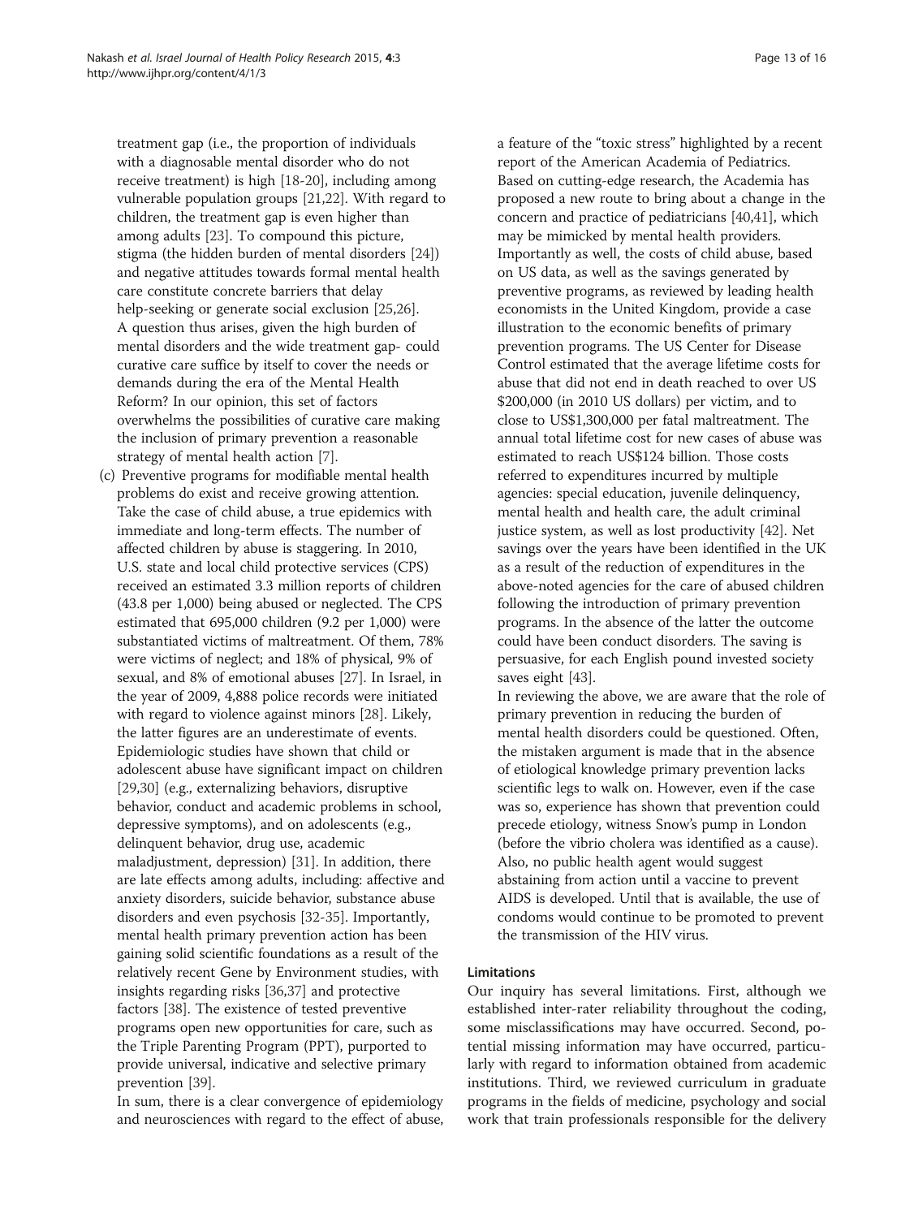treatment gap (i.e., the proportion of individuals with a diagnosable mental disorder who do not receive treatment) is high [18-20], including among vulnerable population groups [21,22]. With regard to children, the treatment gap is even higher than among adults [23]. To compound this picture, stigma (the hidden burden of mental disorders [24]) and negative attitudes towards formal mental health care constitute concrete barriers that delay help-seeking or generate social exclusion [25,26]. A question thus arises, given the high burden of mental disorders and the wide treatment gap- could curative care suffice by itself to cover the needs or demands during the era of the Mental Health Reform? In our opinion, this set of factors overwhelms the possibilities of curative care making the inclusion of primary prevention a reasonable strategy of mental health action [7].

(c) Preventive programs for modifiable mental health problems do exist and receive growing attention. Take the case of child abuse, a true epidemics with immediate and long-term effects. The number of affected children by abuse is staggering. In 2010, U.S. state and local child protective services (CPS) received an estimated 3.3 million reports of children (43.8 per 1,000) being abused or neglected. The CPS estimated that 695,000 children (9.2 per 1,000) were substantiated victims of maltreatment. Of them, 78% were victims of neglect; and 18% of physical, 9% of sexual, and 8% of emotional abuses [27]. In Israel, in the year of 2009, 4,888 police records were initiated with regard to violence against minors [28]. Likely, the latter figures are an underestimate of events. Epidemiologic studies have shown that child or adolescent abuse have significant impact on children [29,30] (e.g., externalizing behaviors, disruptive behavior, conduct and academic problems in school, depressive symptoms), and on adolescents (e.g., delinquent behavior, drug use, academic maladjustment, depression) [31]. In addition, there are late effects among adults, including: affective and anxiety disorders, suicide behavior, substance abuse disorders and even psychosis [32-35]. Importantly, mental health primary prevention action has been gaining solid scientific foundations as a result of the relatively recent Gene by Environment studies, with insights regarding risks [36,37] and protective factors [38]. The existence of tested preventive programs open new opportunities for care, such as the Triple Parenting Program (PPT), purported to provide universal, indicative and selective primary prevention [39].

In sum, there is a clear convergence of epidemiology and neurosciences with regard to the effect of abuse, a feature of the "toxic stress" highlighted by a recent report of the American Academia of Pediatrics. Based on cutting-edge research, the Academia has proposed a new route to bring about a change in the concern and practice of pediatricians [40,41], which may be mimicked by mental health providers. Importantly as well, the costs of child abuse, based on US data, as well as the savings generated by preventive programs, as reviewed by leading health economists in the United Kingdom, provide a case illustration to the economic benefits of primary prevention programs. The US Center for Disease Control estimated that the average lifetime costs for abuse that did not end in death reached to over US $200,000 (in 2010 US dollars) per victim, and to close to US$1,300,000 per fatal maltreatment. The annual total lifetime cost for new cases of abuse was estimated to reach US$124 billion. Those costs referred to expenditures incurred by multiple agencies: special education, juvenile delinquency, mental health and health care, the adult criminal justice system, as well as lost productivity [42]. Net savings over the years have been identified in the UK as a result of the reduction of expenditures in the above-noted agencies for the care of abused children following the introduction of primary prevention programs. In the absence of the latter the outcome could have been conduct disorders. The saving is persuasive, for each English pound invested society saves eight [43].

In reviewing the above, we are aware that the role of primary prevention in reducing the burden of mental health disorders could be questioned. Often, the mistaken argument is made that in the absence of etiological knowledge primary prevention lacks scientific legs to walk on. However, even if the case was so, experience has shown that prevention could precede etiology, witness Snow's pump in London (before the vibrio cholera was identified as a cause). Also, no public health agent would suggest abstaining from action until a vaccine to prevent AIDS is developed. Until that is available, the use of condoms would continue to be promoted to prevent the transmission of the HIV virus.

## Limitations

Our inquiry has several limitations. First, although we established inter-rater reliability throughout the coding, some misclassifications may have occurred. Second, potential missing information may have occurred, particularly with regard to information obtained from academic institutions. Third, we reviewed curriculum in graduate programs in the fields of medicine, psychology and social work that train professionals responsible for the delivery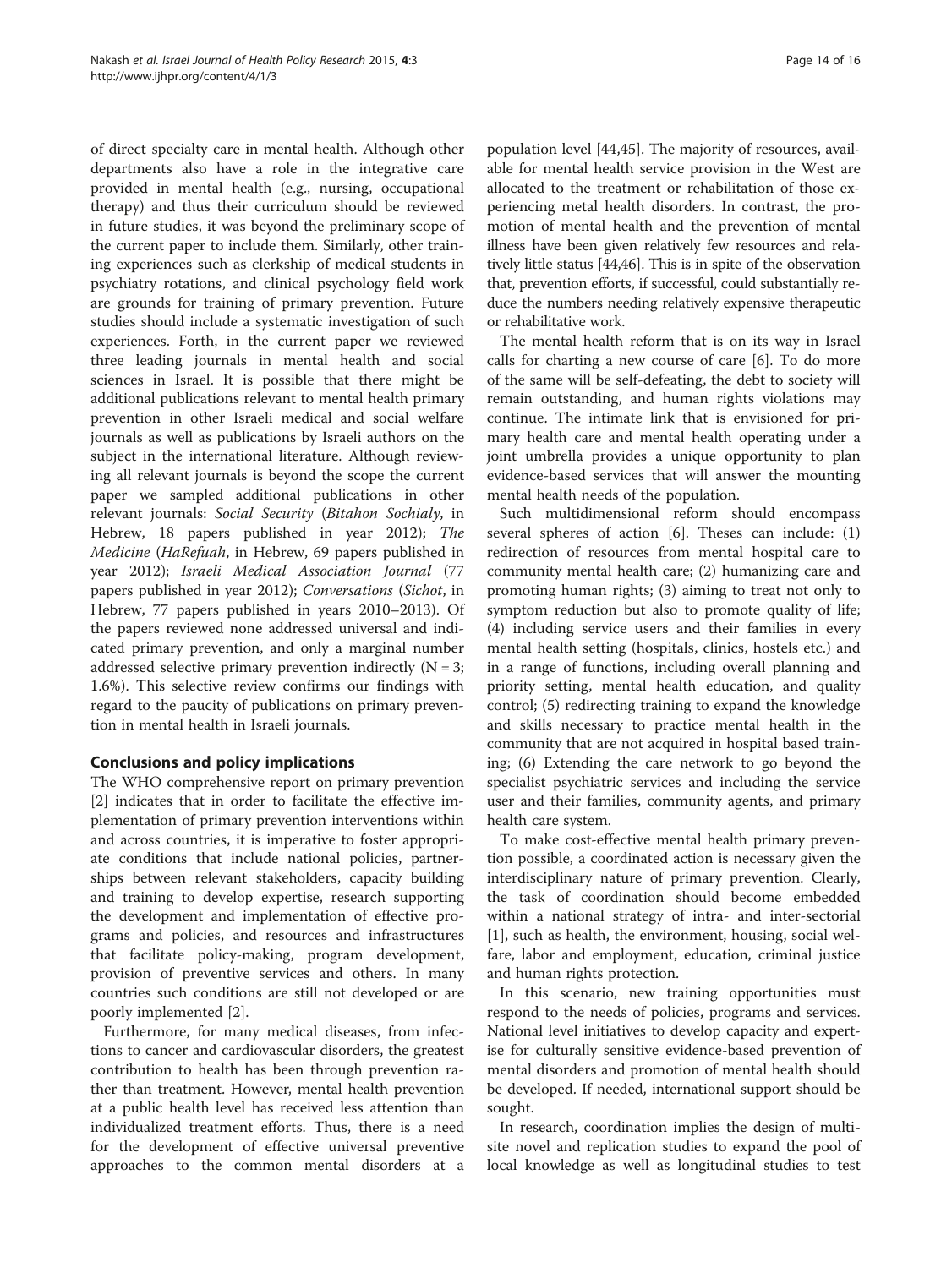of direct specialty care in mental health. Although other departments also have a role in the integrative care provided in mental health (e.g., nursing, occupational therapy) and thus their curriculum should be reviewed in future studies, it was beyond the preliminary scope of the current paper to include them. Similarly, other training experiences such as clerkship of medical students in psychiatry rotations, and clinical psychology field work are grounds for training of primary prevention. Future studies should include a systematic investigation of such experiences. Forth, in the current paper we reviewed three leading journals in mental health and social sciences in Israel. It is possible that there might be additional publications relevant to mental health primary prevention in other Israeli medical and social welfare journals as well as publications by Israeli authors on the subject in the international literature. Although reviewing all relevant journals is beyond the scope the current paper we sampled additional publications in other relevant journals: *Social Security* (*Bitahon Sochialy*, in Hebrew, 18 papers published in year 2012); *The Medicine* (*HaRefuah*, in Hebrew, 69 papers published in year 2012); *Israeli Medical Association Journal* (77 papers published in year 2012); *Conversations* (*Sichot*, in Hebrew, 77 papers published in years 2010–2013). Of the papers reviewed none addressed universal and indicated primary prevention, and only a marginal number addressed selective primary prevention indirectly (N = 3; 1.6%). This selective review confirms our findings with regard to the paucity of publications on primary prevention in mental health in Israeli journals.

## Conclusions and policy implications

The WHO comprehensive report on primary prevention [2] indicates that in order to facilitate the effective implementation of primary prevention interventions within and across countries, it is imperative to foster appropriate conditions that include national policies, partnerships between relevant stakeholders, capacity building and training to develop expertise, research supporting the development and implementation of effective programs and policies, and resources and infrastructures that facilitate policy-making, program development, provision of preventive services and others. In many countries such conditions are still not developed or are poorly implemented [2].

Furthermore, for many medical diseases, from infections to cancer and cardiovascular disorders, the greatest contribution to health has been through prevention rather than treatment. However, mental health prevention at a public health level has received less attention than individualized treatment efforts. Thus, there is a need for the development of effective universal preventive approaches to the common mental disorders at a population level [44,45]. The majority of resources, available for mental health service provision in the West are allocated to the treatment or rehabilitation of those experiencing metal health disorders. In contrast, the promotion of mental health and the prevention of mental illness have been given relatively few resources and relatively little status [44,46]. This is in spite of the observation that, prevention efforts, if successful, could substantially reduce the numbers needing relatively expensive therapeutic or rehabilitative work.

The mental health reform that is on its way in Israel calls for charting a new course of care [6]. To do more of the same will be self-defeating, the debt to society will remain outstanding, and human rights violations may continue. The intimate link that is envisioned for primary health care and mental health operating under a joint umbrella provides a unique opportunity to plan evidence-based services that will answer the mounting mental health needs of the population.

Such multidimensional reform should encompass several spheres of action [6]. Theses can include: (1) redirection of resources from mental hospital care to community mental health care; (2) humanizing care and promoting human rights; (3) aiming to treat not only to symptom reduction but also to promote quality of life; (4) including service users and their families in every mental health setting (hospitals, clinics, hostels etc.) and in a range of functions, including overall planning and priority setting, mental health education, and quality control; (5) redirecting training to expand the knowledge and skills necessary to practice mental health in the community that are not acquired in hospital based training; (6) Extending the care network to go beyond the specialist psychiatric services and including the service user and their families, community agents, and primary health care system.

To make cost-effective mental health primary prevention possible, a coordinated action is necessary given the interdisciplinary nature of primary prevention. Clearly, the task of coordination should become embedded within a national strategy of intra- and inter-sectorial [1], such as health, the environment, housing, social welfare, labor and employment, education, criminal justice and human rights protection.

In this scenario, new training opportunities must respond to the needs of policies, programs and services. National level initiatives to develop capacity and expertise for culturally sensitive evidence-based prevention of mental disorders and promotion of mental health should be developed. If needed, international support should be sought.

In research, coordination implies the design of multi-site novel and replication studies to expand the pool of local knowledge as well as longitudinal studies to test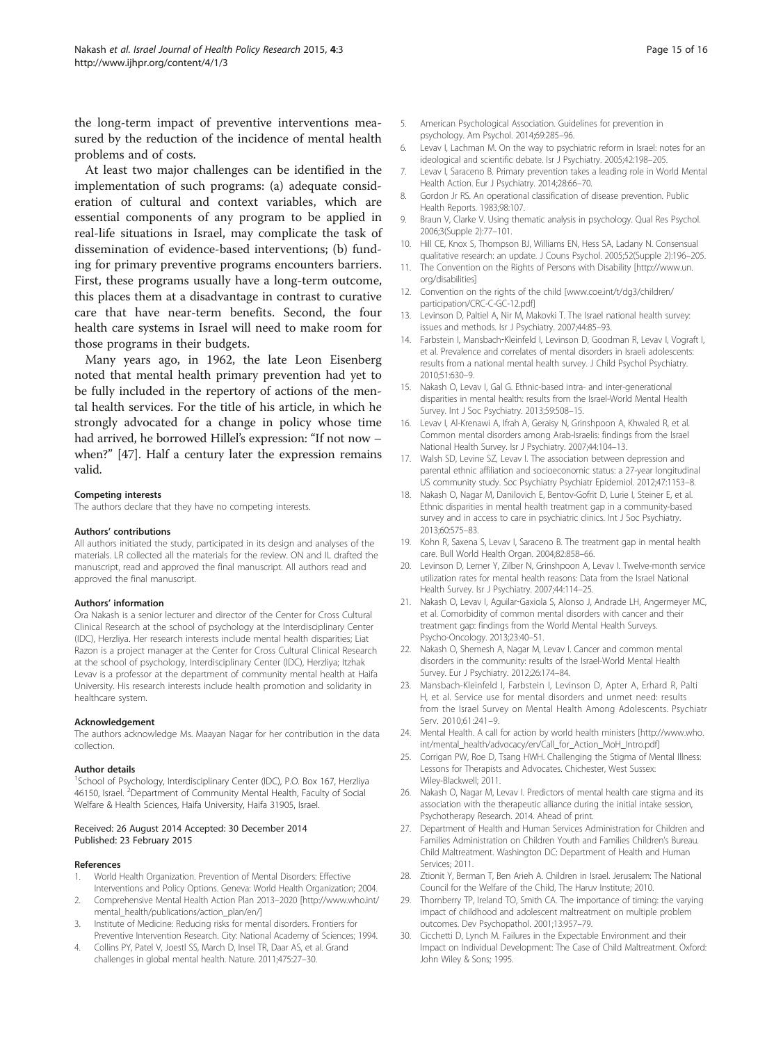the long-term impact of preventive interventions measured by the reduction of the incidence of mental health problems and of costs.

At least two major challenges can be identified in the implementation of such programs: (a) adequate consideration of cultural and context variables, which are essential components of any program to be applied in real-life situations in Israel, may complicate the task of dissemination of evidence-based interventions; (b) funding for primary preventive programs encounters barriers. First, these programs usually have a long-term outcome, this places them at a disadvantage in contrast to curative care that have near-term benefits. Second, the four health care systems in Israel will need to make room for those programs in their budgets.

Many years ago, in 1962, the late Leon Eisenberg noted that mental health primary prevention had yet to be fully included in the repertory of actions of the mental health services. For the title of his article, in which he strongly advocated for a change in policy whose time had arrived, he borrowed Hillel's expression: "If not now – when?" [47]. Half a century later the expression remains valid.

#### Competing interests
The authors declare that they have no competing interests.

#### Authors' contributions
All authors initiated the study, participated in its design and analyses of the materials. LR collected all the materials for the review. ON and IL drafted the manuscript, read and approved the final manuscript. All authors read and approved the final manuscript.

#### Authors' information
Ora Nakash is a senior lecturer and director of the Center for Cross Cultural Clinical Research at the school of psychology at the Interdisciplinary Center (IDC), Herzliya. Her research interests include mental health disparities; Liat Razon is a project manager at the Center for Cross Cultural Clinical Research at the school of psychology, Interdisciplinary Center (IDC), Herzliya; Itzhak Levav is a professor at the department of community mental health at Haifa University. His research interests include health promotion and solidarity in healthcare system.

#### Acknowledgement
The authors acknowledge Ms. Maayan Nagar for her contribution in the data collection.

#### Author details
[1]School of Psychology, Interdisciplinary Center (IDC), P.O. Box 167, Herzliya 46150, Israel. [2]Department of Community Mental Health, Faculty of Social Welfare & Health Sciences, Haifa University, Haifa 31905, Israel.

Received: 26 August 2014 Accepted: 30 December 2014
Published: 23 February 2015

#### References
1. World Health Organization. Prevention of Mental Disorders: Effective Interventions and Policy Options. Geneva: World Health Organization; 2004.
2. Comprehensive Mental Health Action Plan 2013–2020 [http://www.who.int/mental_health/publications/action_plan/en/]
3. Institute of Medicine: Reducing risks for mental disorders. Frontiers for Preventive Intervention Research. City: National Academy of Sciences; 1994.
4. Collins PY, Patel V, Joestl SS, March D, Insel TR, Daar AS, et al. Grand challenges in global mental health. Nature. 2011;475:27–30.
5. American Psychological Association. Guidelines for prevention in psychology. Am Psychol. 2014;69:285–96.
6. Levav I, Lachman M. On the way to psychiatric reform in Israel: notes for an ideological and scientific debate. Isr J Psychiatry. 2005;42:198–205.
7. Levav I, Saraceno B. Primary prevention takes a leading role in World Mental Health Action. Eur J Psychiatry. 2014;28:66–70.
8. Gordon Jr RS. An operational classification of disease prevention. Public Health Reports. 1983;98:107.
9. Braun V, Clarke V. Using thematic analysis in psychology. Qual Res Psychol. 2006;3(Supple 2):77–101.
10. Hill CE, Knox S, Thompson BJ, Williams EN, Hess SA, Ladany N. Consensual qualitative research: an update. J Couns Psychol. 2005;52(Supple 2):196–205.
11. The Convention on the Rights of Persons with Disability [http://www.un.org/disabilities]
12. Convention on the rights of the child [www.coe.int/t/dg3/children/participation/CRC-C-GC-12.pdf]
13. Levinson D, Paltiel A, Nir M, Makovki T. The Israel national health survey: issues and methods. Isr J Psychiatry. 2007;44:85–93.
14. Farbstein I, Mansbach-Kleinfeld I, Levinson D, Goodman R, Levav I, Vograft I, et al. Prevalence and correlates of mental disorders in Israeli adolescents: results from a national mental health survey. J Child Psychol Psychiatry. 2010;51:630–9.
15. Nakash O, Levav I, Gal G. Ethnic-based intra- and inter-generational disparities in mental health: results from the Israel-World Mental Health Survey. Int J Soc Psychiatry. 2013;59:508–15.
16. Levav I, Al-Krenawi A, Ifrah A, Geraisy N, Grinshpoon A, Khwaled R, et al. Common mental disorders among Arab-Israelis: findings from the Israel National Health Survey. Isr J Psychiatry. 2007;44:104–13.
17. Walsh SD, Levine SZ, Levav I. The association between depression and parental ethnic affiliation and socioeconomic status: a 27-year longitudinal US community study. Soc Psychiatry Psychiatr Epidemiol. 2012;47:1153–8.
18. Nakash O, Nagar M, Danilovich E, Bentov-Gofrit D, Lurie I, Steiner E, et al. Ethnic disparities in mental health treatment gap in a community-based survey and in access to care in psychiatric clinics. Int J Soc Psychiatry. 2013;60:575–83.
19. Kohn R, Saxena S, Levav I, Saraceno B. The treatment gap in mental health care. Bull World Health Organ. 2004;82:858–66.
20. Levinson D, Lerner Y, Zilber N, Grinshpoon A, Levav I. Twelve-month service utilization rates for mental health reasons: Data from the Israel National Health Survey. Isr J Psychiatry. 2007;44:114–25.
21. Nakash O, Levav I, Aguilar-Gaxiola S, Alonso J, Andrade LH, Angermeyer MC, et al. Comorbidity of common mental disorders with cancer and their treatment gap: findings from the World Mental Health Surveys. Psycho-Oncology. 2013;23:40–51.
22. Nakash O, Shemesh A, Nagar M, Levav I. Cancer and common mental disorders in the community: results of the Israel-World Mental Health Survey. Eur J Psychiatry. 2012;26:174–84.
23. Mansbach-Kleinfeld I, Farbstein I, Levinson D, Apter A, Erhard R, Palti H, et al. Service use for mental disorders and unmet need: results from the Israel Survey on Mental Health Among Adolescents. Psychiatr Serv. 2010;61:241–9.
24. Mental Health. A call for action by world health ministers [http://www.who.int/mental_health/advocacy/en/Call_for_Action_MoH_Intro.pdf]
25. Corrigan PW, Roe D, Tsang HWH. Challenging the Stigma of Mental Illness: Lessons for Therapists and Advocates. Chichester, West Sussex: Wiley-Blackwell; 2011.
26. Nakash O, Nagar M, Levav I. Predictors of mental health care stigma and its association with the therapeutic alliance during the initial intake session, Psychotherapy Research. 2014. Ahead of print.
27. Department of Health and Human Services Administration for Children and Families Administration on Children Youth and Families Children's Bureau. Child Maltreatment. Washington DC: Department of Health and Human Services; 2011.
28. Ztionit Y, Berman T, Ben Arieh A. Children in Israel. Jerusalem: The National Council for the Welfare of the Child, The Haruv Institute; 2010.
29. Thornberry TP, Ireland TO, Smith CA. The importance of timing: the varying impact of childhood and adolescent maltreatment on multiple problem outcomes. Dev Psychopathol. 2001;13:957–79.
30. Cicchetti D, Lynch M. Failures in the Expectable Environment and their Impact on Individual Development: The Case of Child Maltreatment. Oxford: John Wiley & Sons; 1995.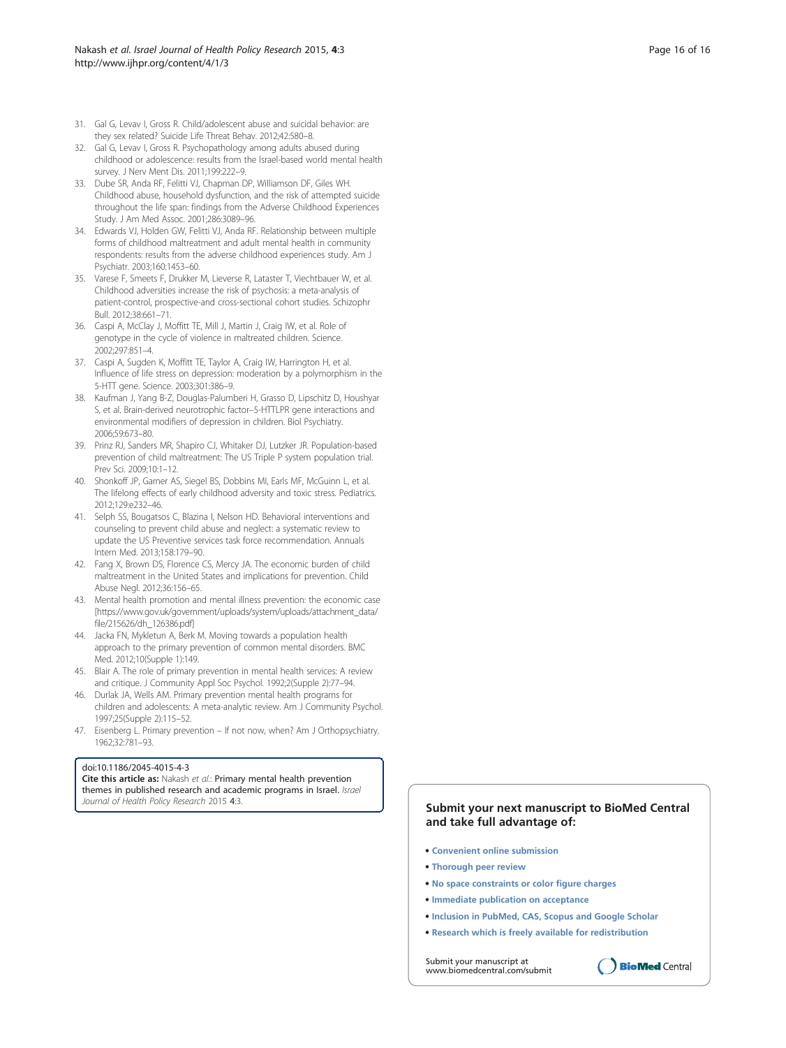31. Gal G, Levav I, Gross R. Child/adolescent abuse and suicidal behavior: are they sex related? Suicide Life Threat Behav. 2012;42:580–8.
32. Gal G, Levav I, Gross R. Psychopathology among adults abused during childhood or adolescence: results from the Israel-based world mental health survey. J Nerv Ment Dis. 2011;199:222–9.
33. Dube SR, Anda RF, Felitti VJ, Chapman DP, Williamson DF, Giles WH. Childhood abuse, household dysfunction, and the risk of attempted suicide throughout the life span: findings from the Adverse Childhood Experiences Study. J Am Med Assoc. 2001;286:3089–96.
34. Edwards VJ, Holden GW, Felitti VJ, Anda RF. Relationship between multiple forms of childhood maltreatment and adult mental health in community respondents: results from the adverse childhood experiences study. Am J Psychiatr. 2003;160:1453–60.
35. Varese F, Smeets F, Drukker M, Lieverse R, Lataster T, Viechtbauer W, et al. Childhood adversities increase the risk of psychosis: a meta-analysis of patient-control, prospective-and cross-sectional cohort studies. Schizophr Bull. 2012;38:661–71.
36. Caspi A, McClay J, Moffitt TE, Mill J, Martin J, Craig IW, et al. Role of genotype in the cycle of violence in maltreated children. Science. 2002;297:851–4.
37. Caspi A, Sugden K, Moffitt TE, Taylor A, Craig IW, Harrington H, et al. Influence of life stress on depression: moderation by a polymorphism in the 5-HTT gene. Science. 2003;301:386–9.
38. Kaufman J, Yang B-Z, Douglas-Palumberi H, Grasso D, Lipschitz D, Houshyar S, et al. Brain-derived neurotrophic factor–5-HTTLPR gene interactions and environmental modifiers of depression in children. Biol Psychiatry. 2006;59:673–80.
39. Prinz RJ, Sanders MR, Shapiro CJ, Whitaker DJ, Lutzker JR. Population-based prevention of child maltreatment: The US Triple P system population trial. Prev Sci. 2009;10:1–12.
40. Shonkoff JP, Garner AS, Siegel BS, Dobbins MI, Earls MF, McGuinn L, et al. The lifelong effects of early childhood adversity and toxic stress. Pediatrics. 2012;129:e232–46.
41. Selph SS, Bougatsos C, Blazina I, Nelson HD. Behavioral interventions and counseling to prevent child abuse and neglect: a systematic review to update the US Preventive services task force recommendation. Annuals Intern Med. 2013;158:179–90.
42. Fang X, Brown DS, Florence CS, Mercy JA. The economic burden of child maltreatment in the United States and implications for prevention. Child Abuse Negl. 2012;36:156–65.
43. Mental health promotion and mental illness prevention: the economic case [https://www.gov.uk/government/uploads/system/uploads/attachment_data/file/215626/dh_126386.pdf]
44. Jacka FN, Mykletun A, Berk M. Moving towards a population health approach to the primary prevention of common mental disorders. BMC Med. 2012;10(Supple 1):149.
45. Blair A. The role of primary prevention in mental health services: A review and critique. J Community Appl Soc Psychol. 1992;2(Supple 2):77–94.
46. Durlak JA, Wells AM. Primary prevention mental health programs for children and adolescents: A meta-analytic review. Am J Community Psychol. 1997;25(Supple 2):115–52.
47. Eisenberg L. Primary prevention – If not now, when? Am J Orthopsychiatry. 1962;32:781–93.

doi:10.1186/2045-4015-4-3

**Cite this article as:** Nakash *et al.*: Primary mental health prevention themes in published research and academic programs in Israel. *Israel Journal of Health Policy Research* 2015 **4**:3.

**Submit your next manuscript to BioMed Central and take full advantage of:**

- **Convenient online submission**
- **Thorough peer review**
- **No space constraints or color figure charges**
- **Immediate publication on acceptance**
- **Inclusion in PubMed, CAS, Scopus and Google Scholar**
- **Research which is freely available for redistribution**

Submit your manuscript at
www.biomedcentral.com/submit

BioMed Central